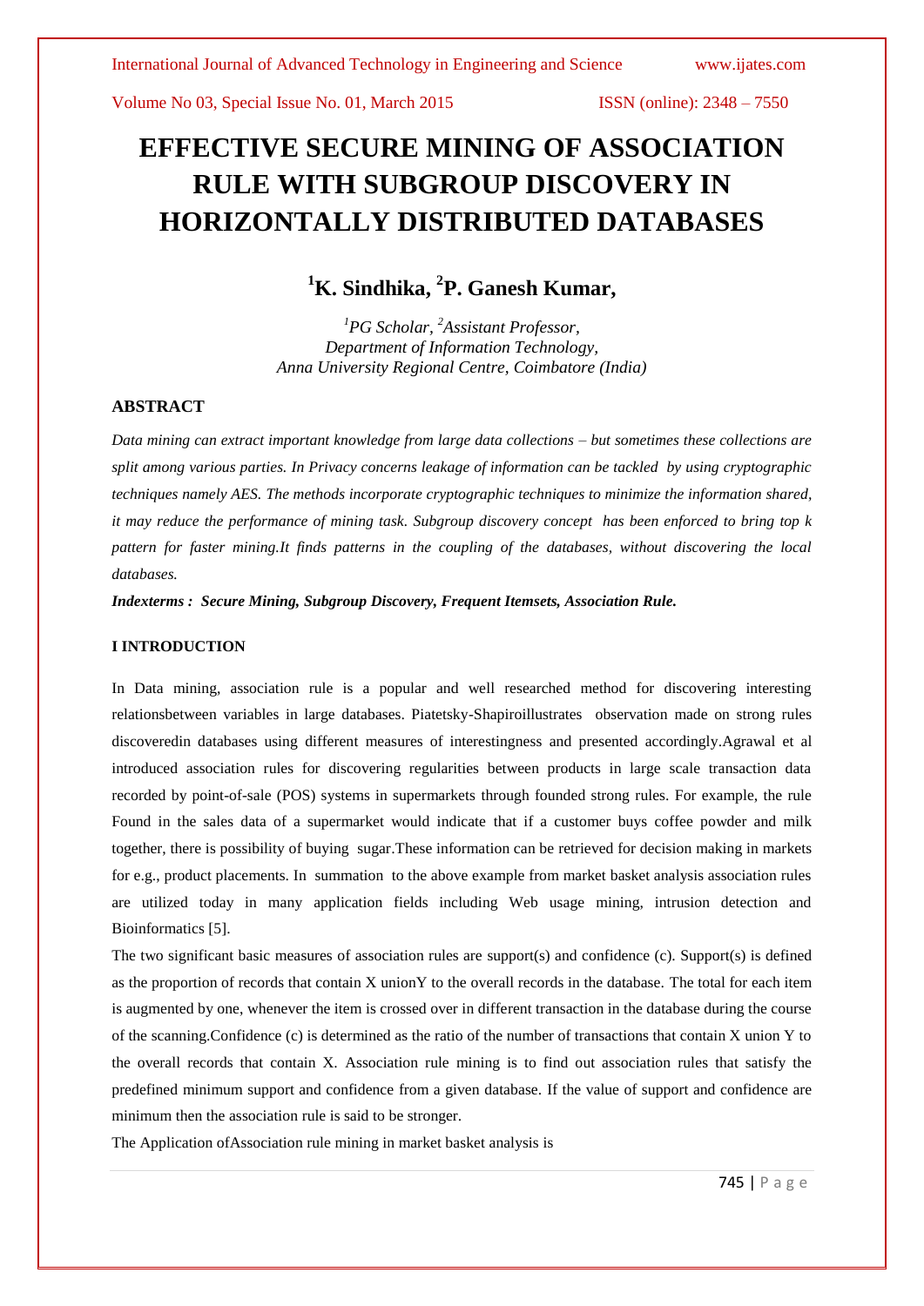# EFFECTIVE SECURE MINING OF ASSOCIATION RULE WITH SUBGROUP DISCOVERY IN HORIZONTALLY DISTRIBUTED DATABASES

## [1]K. Sindhika, [2]P. Ganesh Kumar,

*[1]PG Scholar, [2]Assistant Professor,*
*Department of Information Technology,*
*Anna University Regional Centre, Coimbatore (India)*

### ABSTRACT

*Data mining can extract important knowledge from large data collections – but sometimes these collections are split among various parties. In Privacy concerns leakage of information can be tackled by using cryptographic techniques namely AES. The methods incorporate cryptographic techniques to minimize the information shared, it may reduce the performance of mining task. Subgroup discovery concept has been enforced to bring top k pattern for faster mining.It finds patterns in the coupling of the databases, without discovering the local databases.*

***Indexterms : Secure Mining, Subgroup Discovery, Frequent Itemsets, Association Rule.***

### I INTRODUCTION

In Data mining, association rule is a popular and well researched method for discovering interesting relationsbetween variables in large databases. Piatetsky-Shapiroillustrates observation made on strong rules discoveredin databases using different measures of interestingness and presented accordingly.Agrawal et al introduced association rules for discovering regularities between products in large scale transaction data recorded by point-of-sale (POS) systems in supermarkets through founded strong rules. For example, the rule Found in the sales data of a supermarket would indicate that if a customer buys coffee powder and milk together, there is possibility of buying sugar.These information can be retrieved for decision making in markets for e.g., product placements. In summation to the above example from market basket analysis association rules are utilized today in many application fields including Web usage mining, intrusion detection and Bioinformatics [5].

The two significant basic measures of association rules are support(s) and confidence (c). Support(s) is defined as the proportion of records that contain X unionY to the overall records in the database. The total for each item is augmented by one, whenever the item is crossed over in different transaction in the database during the course of the scanning.Confidence (c) is determined as the ratio of the number of transactions that contain X union Y to the overall records that contain X. Association rule mining is to find out association rules that satisfy the predefined minimum support and confidence from a given database. If the value of support and confidence are minimum then the association rule is said to be stronger.

The Application ofAssociation rule mining in market basket analysis is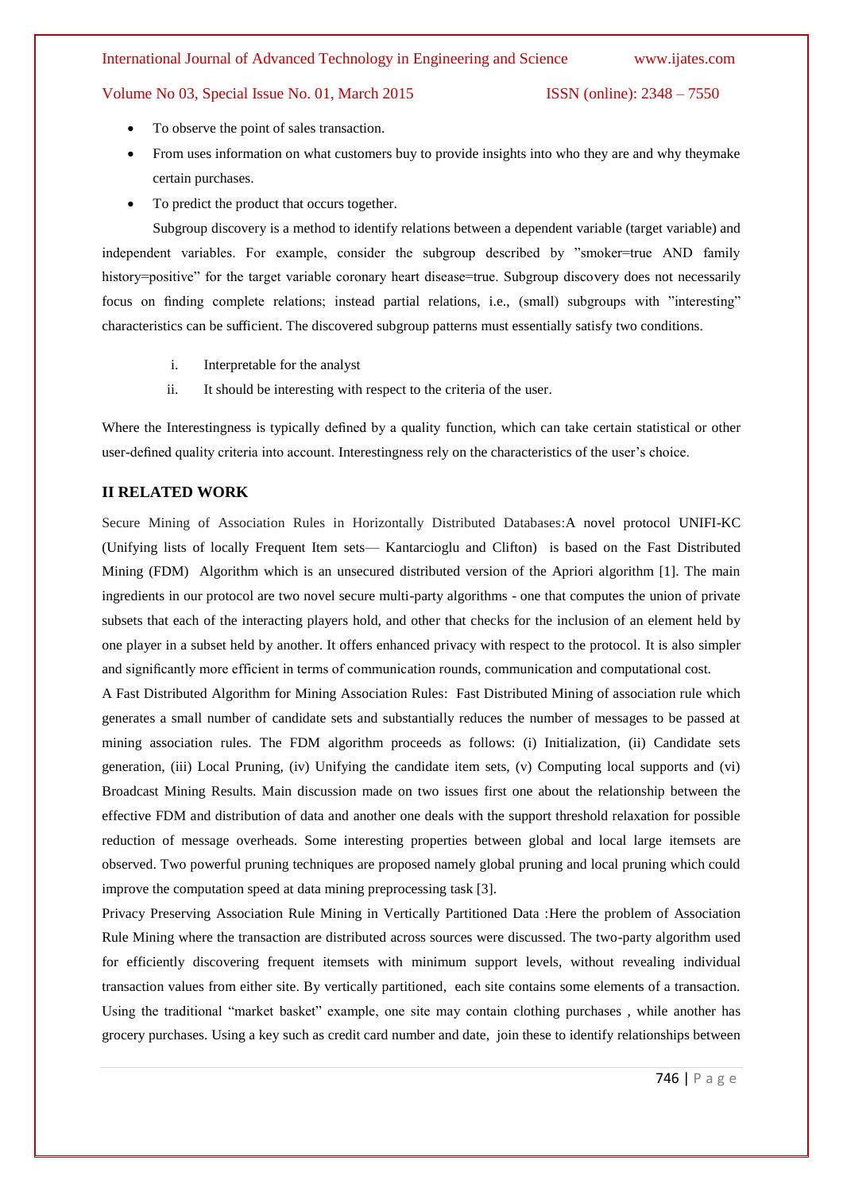- To observe the point of sales transaction.
- From uses information on what customers buy to provide insights into who they are and why theymake certain purchases.
- To predict the product that occurs together.

Subgroup discovery is a method to identify relations between a dependent variable (target variable) and independent variables. For example, consider the subgroup described by "smoker=true AND family history=positive" for the target variable coronary heart disease=true. Subgroup discovery does not necessarily focus on finding complete relations; instead partial relations, i.e., (small) subgroups with "interesting" characteristics can be sufficient. The discovered subgroup patterns must essentially satisfy two conditions.

i. Interpretable for the analyst
ii. It should be interesting with respect to the criteria of the user.

Where the Interestingness is typically defined by a quality function, which can take certain statistical or other user-defined quality criteria into account. Interestingness rely on the characteristics of the user's choice.

## II RELATED WORK

Secure Mining of Association Rules in Horizontally Distributed Databases:A novel protocol UNIFI-KC (Unifying lists of locally Frequent Item sets— Kantarcioglu and Clifton) is based on the Fast Distributed Mining (FDM) Algorithm which is an unsecured distributed version of the Apriori algorithm [1]. The main ingredients in our protocol are two novel secure multi-party algorithms - one that computes the union of private subsets that each of the interacting players hold, and other that checks for the inclusion of an element held by one player in a subset held by another. It offers enhanced privacy with respect to the protocol. It is also simpler and significantly more efficient in terms of communication rounds, communication and computational cost.

A Fast Distributed Algorithm for Mining Association Rules: Fast Distributed Mining of association rule which generates a small number of candidate sets and substantially reduces the number of messages to be passed at mining association rules. The FDM algorithm proceeds as follows: (i) Initialization, (ii) Candidate sets generation, (iii) Local Pruning, (iv) Unifying the candidate item sets, (v) Computing local supports and (vi) Broadcast Mining Results. Main discussion made on two issues first one about the relationship between the effective FDM and distribution of data and another one deals with the support threshold relaxation for possible reduction of message overheads. Some interesting properties between global and local large itemsets are observed. Two powerful pruning techniques are proposed namely global pruning and local pruning which could improve the computation speed at data mining preprocessing task [3].

Privacy Preserving Association Rule Mining in Vertically Partitioned Data :Here the problem of Association Rule Mining where the transaction are distributed across sources were discussed. The two-party algorithm used for efficiently discovering frequent itemsets with minimum support levels, without revealing individual transaction values from either site. By vertically partitioned, each site contains some elements of a transaction. Using the traditional "market basket" example, one site may contain clothing purchases , while another has grocery purchases. Using a key such as credit card number and date, join these to identify relationships between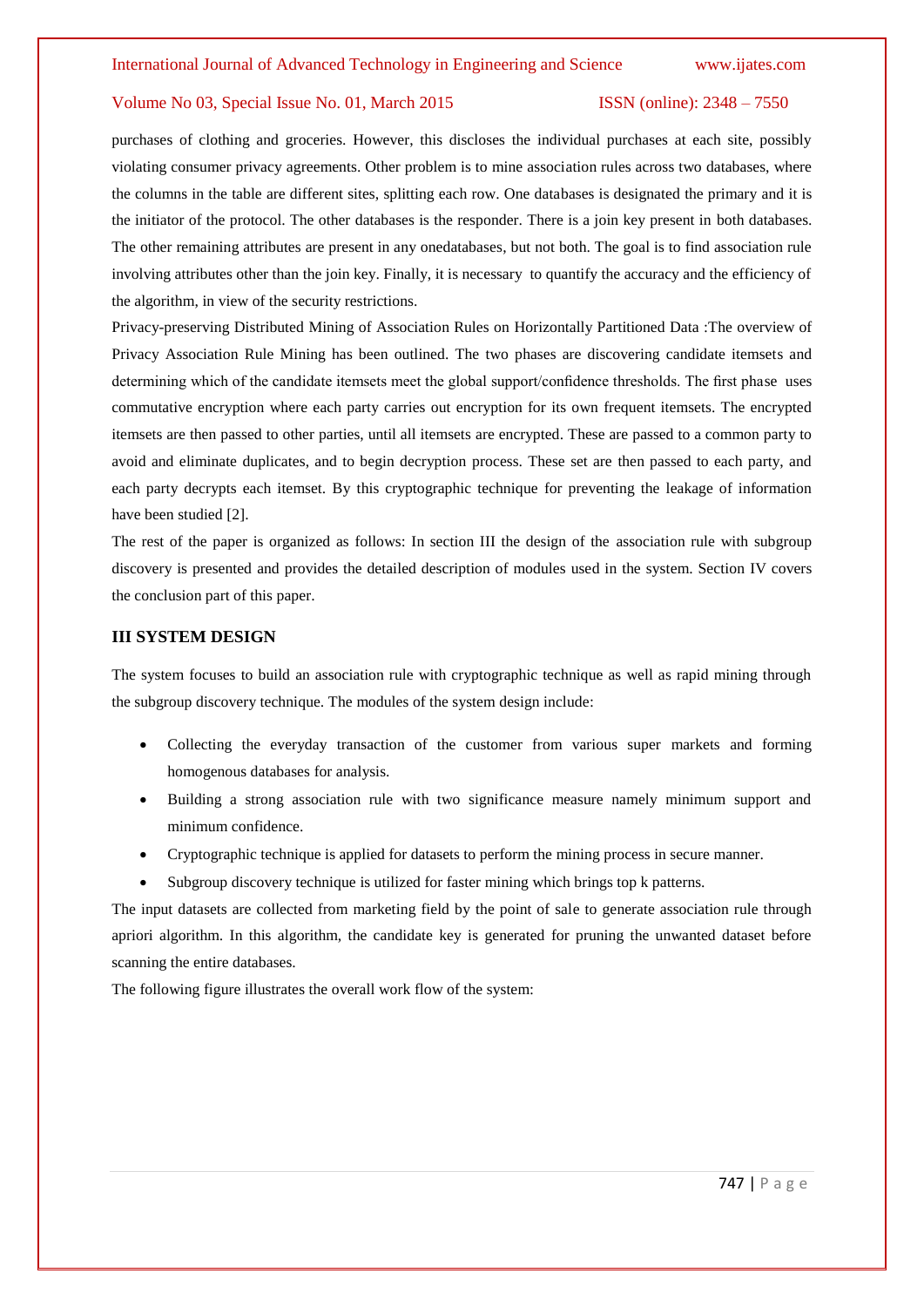purchases of clothing and groceries. However, this discloses the individual purchases at each site, possibly violating consumer privacy agreements. Other problem is to mine association rules across two databases, where the columns in the table are different sites, splitting each row. One databases is designated the primary and it is the initiator of the protocol. The other databases is the responder. There is a join key present in both databases. The other remaining attributes are present in any onedatabases, but not both. The goal is to find association rule involving attributes other than the join key. Finally, it is necessary to quantify the accuracy and the efficiency of the algorithm, in view of the security restrictions.

Privacy-preserving Distributed Mining of Association Rules on Horizontally Partitioned Data :The overview of Privacy Association Rule Mining has been outlined. The two phases are discovering candidate itemsets and determining which of the candidate itemsets meet the global support/confidence thresholds. The first phase uses commutative encryption where each party carries out encryption for its own frequent itemsets. The encrypted itemsets are then passed to other parties, until all itemsets are encrypted. These are passed to a common party to avoid and eliminate duplicates, and to begin decryption process. These set are then passed to each party, and each party decrypts each itemset. By this cryptographic technique for preventing the leakage of information have been studied [2].

The rest of the paper is organized as follows: In section III the design of the association rule with subgroup discovery is presented and provides the detailed description of modules used in the system. Section IV covers the conclusion part of this paper.

## III SYSTEM DESIGN

The system focuses to build an association rule with cryptographic technique as well as rapid mining through the subgroup discovery technique. The modules of the system design include:

- Collecting the everyday transaction of the customer from various super markets and forming homogenous databases for analysis.
- Building a strong association rule with two significance measure namely minimum support and minimum confidence.
- Cryptographic technique is applied for datasets to perform the mining process in secure manner.
- Subgroup discovery technique is utilized for faster mining which brings top k patterns.

The input datasets are collected from marketing field by the point of sale to generate association rule through apriori algorithm. In this algorithm, the candidate key is generated for pruning the unwanted dataset before scanning the entire databases.

The following figure illustrates the overall work flow of the system: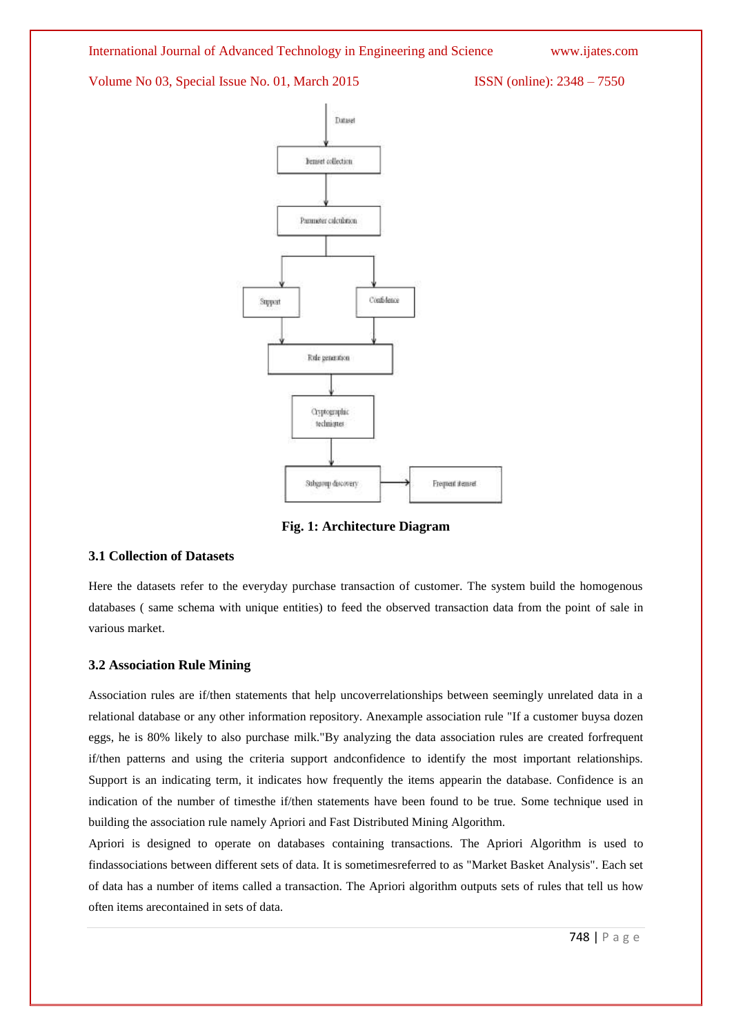Fig. 1: Architecture Diagram

### 3.1 Collection of Datasets

Here the datasets refer to the everyday purchase transaction of customer. The system build the homogenous databases ( same schema with unique entities) to feed the observed transaction data from the point of sale in various market.

### 3.2 Association Rule Mining

Association rules are if/then statements that help uncoverrelationships between seemingly unrelated data in a relational database or any other information repository. Anexample association rule "If a customer buysa dozen eggs, he is 80% likely to also purchase milk."By analyzing the data association rules are created forfrequent if/then patterns and using the criteria support andconfidence to identify the most important relationships. Support is an indicating term, it indicates how frequently the items appearin the database. Confidence is an indication of the number of timesthe if/then statements have been found to be true. Some technique used in building the association rule namely Apriori and Fast Distributed Mining Algorithm.

Apriori is designed to operate on databases containing transactions. The Apriori Algorithm is used to findassociations between different sets of data. It is sometimesreferred to as "Market Basket Analysis". Each set of data has a number of items called a transaction. The Apriori algorithm outputs sets of rules that tell us how often items arecontained in sets of data.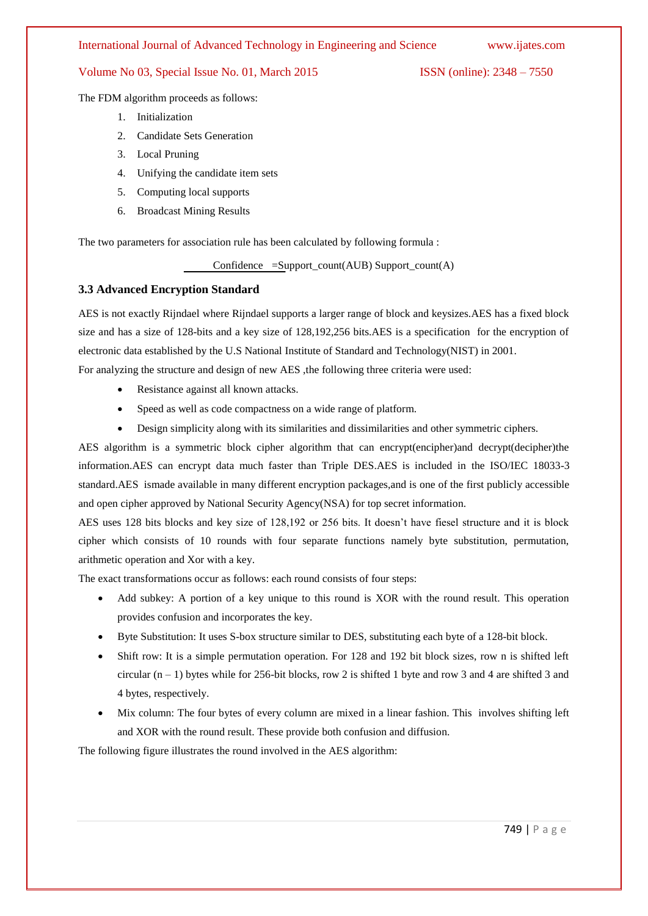The FDM algorithm proceeds as follows:

1. Initialization
2. Candidate Sets Generation
3. Local Pruning
4. Unifying the candidate item sets
5. Computing local supports
6. Broadcast Mining Results

The two parameters for association rule has been calculated by following formula :

Confidence =Support_count(AUB) Support_count(A)

### 3.3 Advanced Encryption Standard

AES is not exactly Rijndael where Rijndael supports a larger range of block and keysizes.AES has a fixed block size and has a size of 128-bits and a key size of 128,192,256 bits.AES is a specification for the encryption of electronic data established by the U.S National Institute of Standard and Technology(NIST) in 2001.

For analyzing the structure and design of new AES ,the following three criteria were used:

- Resistance against all known attacks.
- Speed as well as code compactness on a wide range of platform.
- Design simplicity along with its similarities and dissimilarities and other symmetric ciphers.

AES algorithm is a symmetric block cipher algorithm that can encrypt(encipher)and decrypt(decipher)the information.AES can encrypt data much faster than Triple DES.AES is included in the ISO/IEC 18033-3 standard.AES ismade available in many different encryption packages,and is one of the first publicly accessible and open cipher approved by National Security Agency(NSA) for top secret information.

AES uses 128 bits blocks and key size of 128,192 or 256 bits. It doesn't have fiesel structure and it is block cipher which consists of 10 rounds with four separate functions namely byte substitution, permutation, arithmetic operation and Xor with a key.

The exact transformations occur as follows: each round consists of four steps:

- Add subkey: A portion of a key unique to this round is XOR with the round result. This operation provides confusion and incorporates the key.
- Byte Substitution: It uses S-box structure similar to DES, substituting each byte of a 128-bit block.
- Shift row: It is a simple permutation operation. For 128 and 192 bit block sizes, row n is shifted left circular (n – 1) bytes while for 256-bit blocks, row 2 is shifted 1 byte and row 3 and 4 are shifted 3 and 4 bytes, respectively.
- Mix column: The four bytes of every column are mixed in a linear fashion. This involves shifting left and XOR with the round result. These provide both confusion and diffusion.

The following figure illustrates the round involved in the AES algorithm: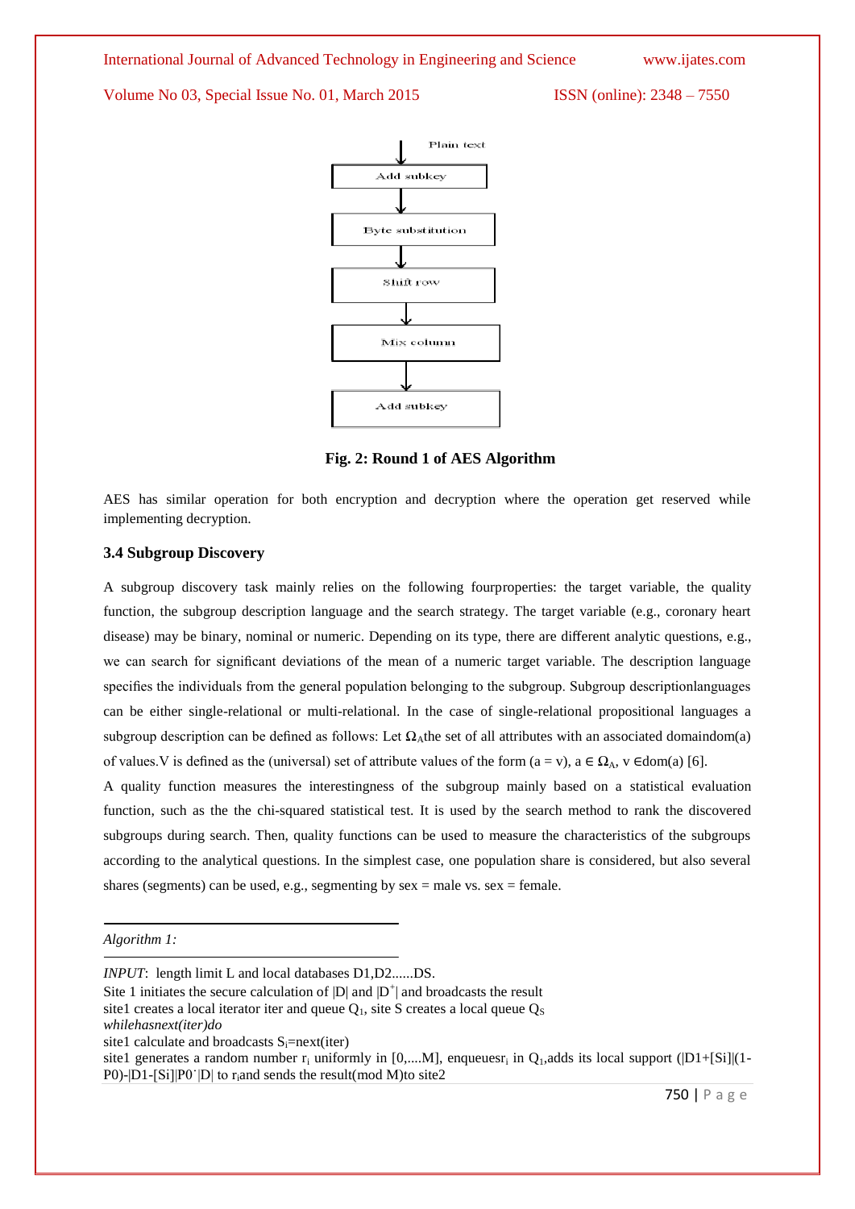Plain text

Add subkey

Byte substitution

Shift row

Mix column

Add subkey

**Fig. 2: Round 1 of AES Algorithm**

AES has similar operation for both encryption and decryption where the operation get reserved while implementing decryption.

### 3.4 Subgroup Discovery

A subgroup discovery task mainly relies on the following fourproperties: the target variable, the quality function, the subgroup description language and the search strategy. The target variable (e.g., coronary heart disease) may be binary, nominal or numeric. Depending on its type, there are different analytic questions, e.g., we can search for significant deviations of the mean of a numeric target variable. The description language specifies the individuals from the general population belonging to the subgroup. Subgroup descriptionlanguages can be either single-relational or multi-relational. In the case of single-relational propositional languages a subgroup description can be defined as follows: Let $\Omega_A$the set of all attributes with an associated domaindom(a) of values.V is defined as the (universal) set of attribute values of the form (a = v), a $\in \Omega_A$, v $\in$dom(a) [6].

A quality function measures the interestingness of the subgroup mainly based on a statistical evaluation function, such as the the chi-squared statistical test. It is used by the search method to rank the discovered subgroups during search. Then, quality functions can be used to measure the characteristics of the subgroups according to the analytical questions. In the simplest case, one population share is considered, but also several shares (segments) can be used, e.g., segmenting by sex = male vs. sex = female.

*Algorithm 1:*

*INPUT*: length limit L and local databases D1,D2......DS.

Site 1 initiates the secure calculation of |D| and $|D^+|$ and broadcasts the result

site1 creates a local iterator iter and queue $Q_1$, site S creates a local queue $Q_S$

*whilehasnext(iter)do*

site1 calculate and broadcasts $S_i$=next(iter)

site1 generates a random number $r_i$ uniformly in [0,....M], enqueuesr$_i$ in $Q_1$,adds its local support (|D1+[Si]|(1-P0)-|D1-[Si]|P0$^+$|D| to $r_i$and sends the result(mod M)to site2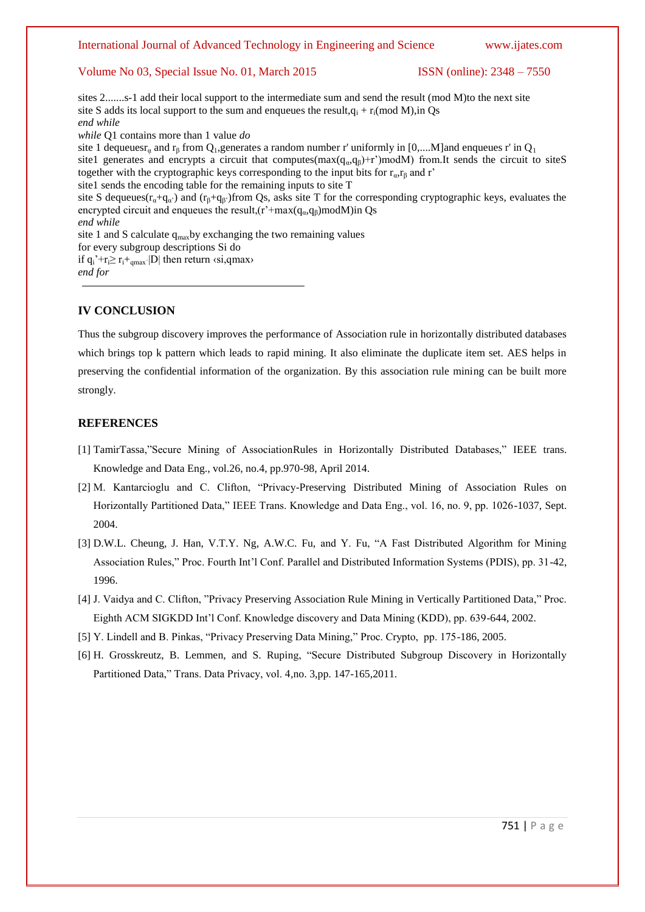sites 2.......s-1 add their local support to the intermediate sum and send the result (mod M)to the next site

site S adds its local support to the sum and enqueues the result,$q_i$ + $r_i$(mod M),in Qs

*end while*

*while* Q1 contains more than 1 value *do*

site 1 dequeues$r_\alpha$ and $r_\beta$ from $Q_1$,generates a random number r' uniformly in [0,....M]and enqueues r' in $Q_1$

site1 generates and encrypts a circuit that computes(max($q_\alpha$,$q_\beta$)+r')modM) from.It sends the circuit to siteS together with the cryptographic keys corresponding to the input bits for $r_\alpha$,$r_\beta$ and r'

site1 sends the encoding table for the remaining inputs to site T

site S dequeues($r_\alpha$+$q_{\alpha'}$) and ($r_\beta$+$q_{\beta'}$)from Qs, asks site T for the corresponding cryptographic keys, evaluates the encrypted circuit and enqueues the result,(r'+max($q_\alpha$,$q_\beta$)modM)in Qs

*end while*

site 1 and S calculate $q_{max}$by exchanging the two remaining values

for every subgroup descriptions Si do

if $q_i$'+$r_i$≥ $r_i$+$_{qmax}$·|D| then return ‹si,qmax›

*end for*

## IV CONCLUSION

Thus the subgroup discovery improves the performance of Association rule in horizontally distributed databases which brings top k pattern which leads to rapid mining. It also eliminate the duplicate item set. AES helps in preserving the confidential information of the organization. By this association rule mining can be built more strongly.

## REFERENCES

[1] TamirTassa,"Secure Mining of AssociationRules in Horizontally Distributed Databases," IEEE trans. Knowledge and Data Eng., vol.26, no.4, pp.970-98, April 2014.

[2] M. Kantarcioglu and C. Clifton, "Privacy-Preserving Distributed Mining of Association Rules on Horizontally Partitioned Data," IEEE Trans. Knowledge and Data Eng., vol. 16, no. 9, pp. 1026-1037, Sept. 2004.

[3] D.W.L. Cheung, J. Han, V.T.Y. Ng, A.W.C. Fu, and Y. Fu, "A Fast Distributed Algorithm for Mining Association Rules," Proc. Fourth Int'l Conf. Parallel and Distributed Information Systems (PDIS), pp. 31-42, 1996.

[4] J. Vaidya and C. Clifton, "Privacy Preserving Association Rule Mining in Vertically Partitioned Data," Proc. Eighth ACM SIGKDD Int'l Conf. Knowledge discovery and Data Mining (KDD), pp. 639-644, 2002.

[5] Y. Lindell and B. Pinkas, "Privacy Preserving Data Mining," Proc. Crypto, pp. 175-186, 2005.

[6] H. Grosskreutz, B. Lemmen, and S. Ruping, "Secure Distributed Subgroup Discovery in Horizontally Partitioned Data," Trans. Data Privacy, vol. 4,no. 3,pp. 147-165,2011.